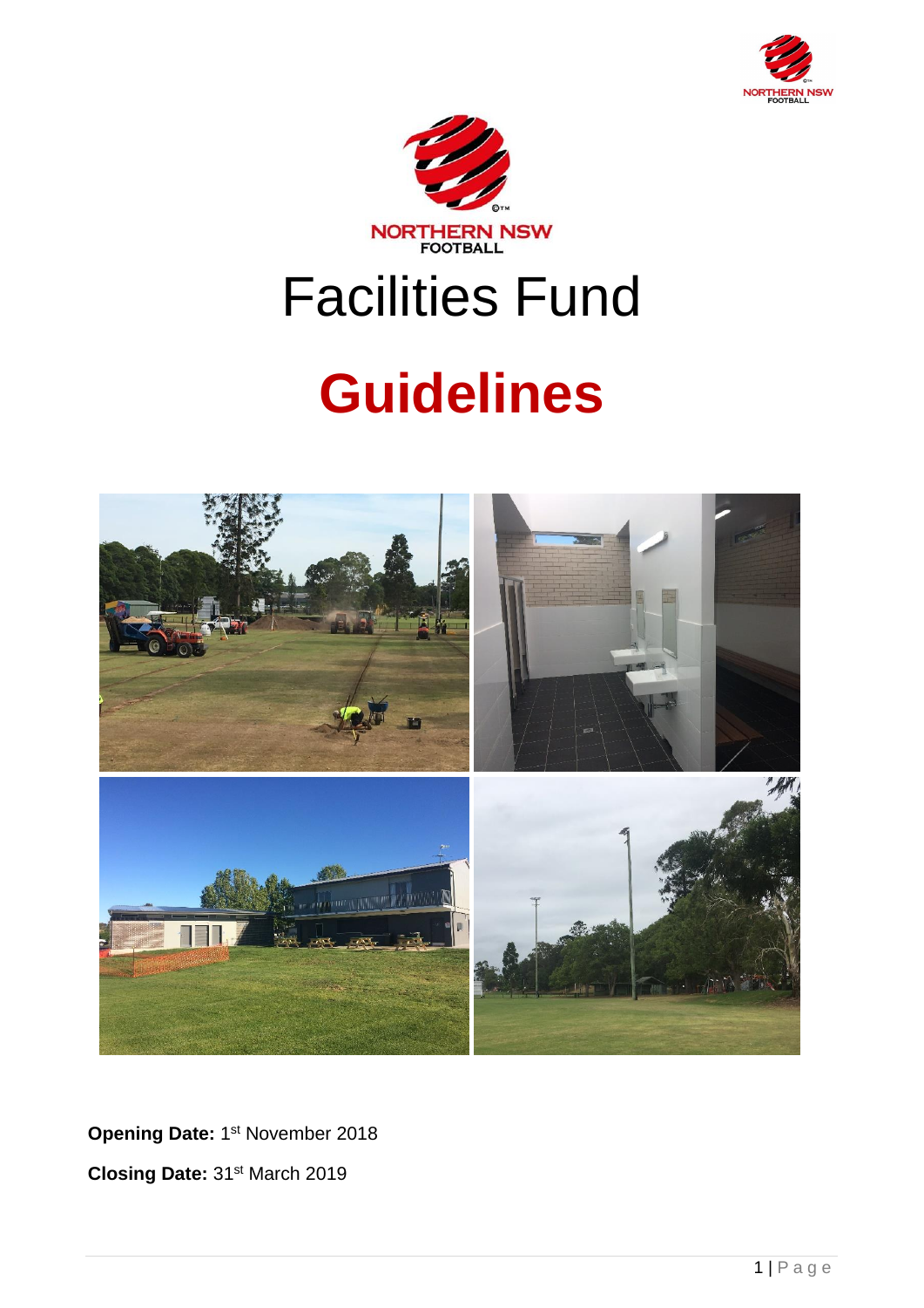# Facilities Fund

# Guidelines

**Opening Date:** 1st November 2018

**Closing Date:** 31st March 2019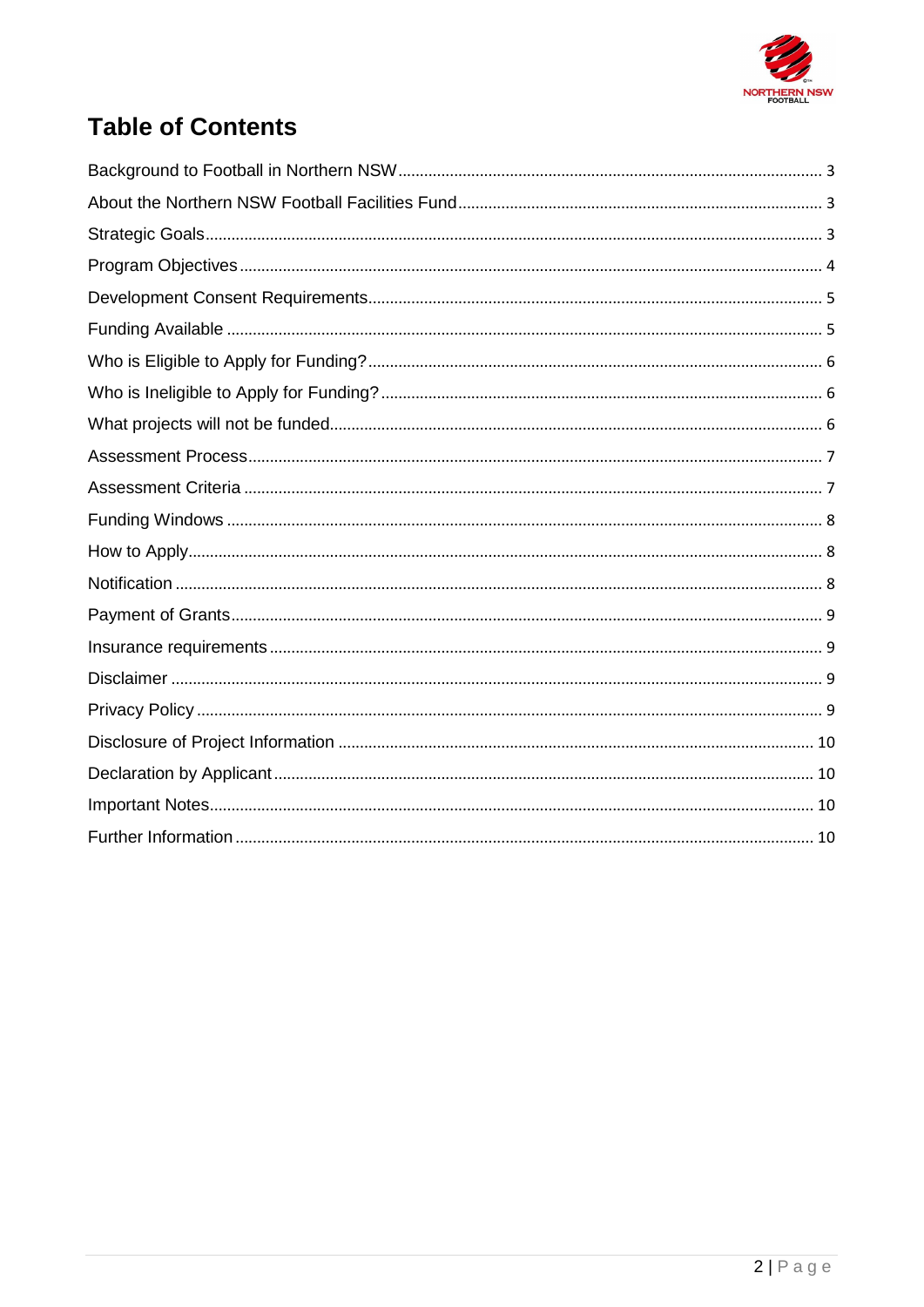# Table of Contents

| | |
|---|---|
| Background to Football in Northern NSW | 3 |
| About the Northern NSW Football Facilities Fund | 3 |
| Strategic Goals | 3 |
| Program Objectives | 4 |
| Development Consent Requirements | 5 |
| Funding Available | 5 |
| Who is Eligible to Apply for Funding? | 6 |
| Who is Ineligible to Apply for Funding? | 6 |
| What projects will not be funded | 6 |
| Assessment Process | 7 |
| Assessment Criteria | 7 |
| Funding Windows | 8 |
| How to Apply | 8 |
| Notification | 8 |
| Payment of Grants | 9 |
| Insurance requirements | 9 |
| Disclaimer | 9 |
| Privacy Policy | 9 |
| Disclosure of Project Information | 10 |
| Declaration by Applicant | 10 |
| Important Notes | 10 |
| Further Information | 10 |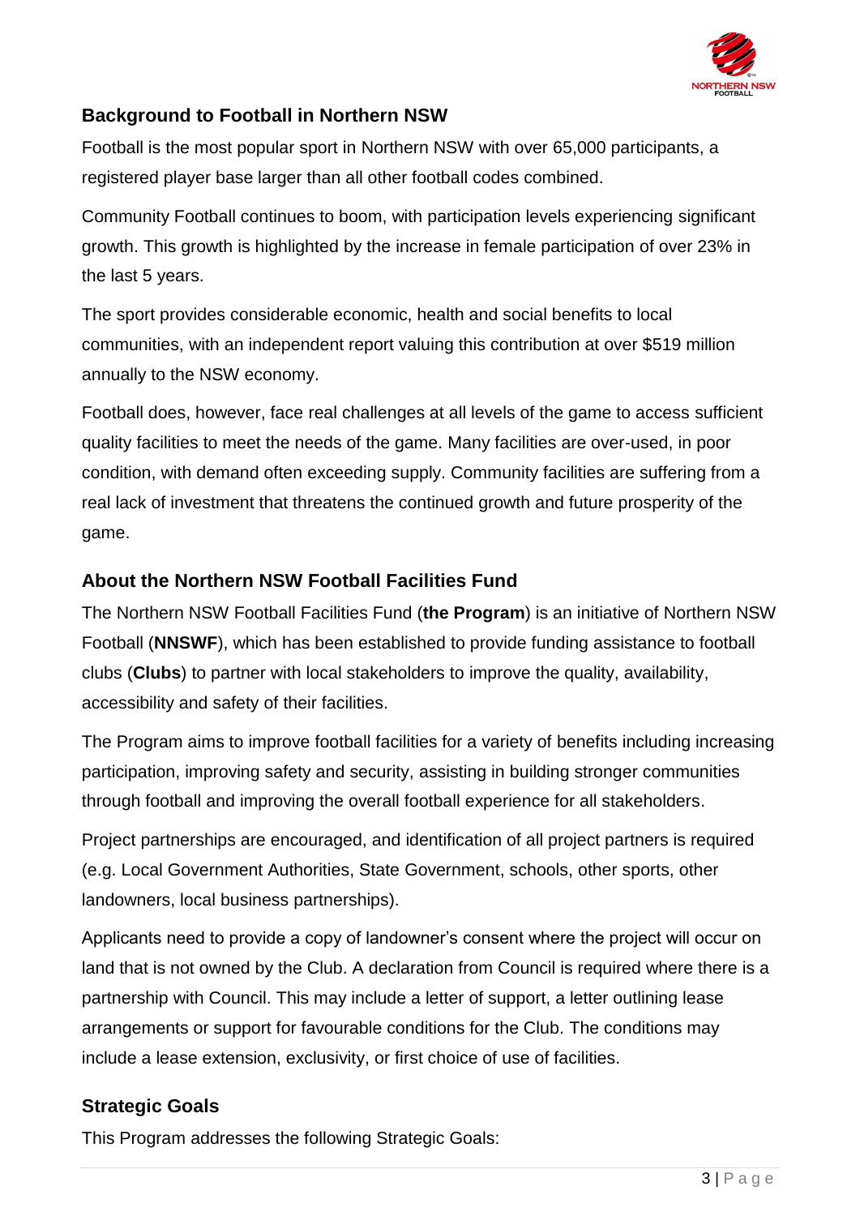## Background to Football in Northern NSW

Football is the most popular sport in Northern NSW with over 65,000 participants, a registered player base larger than all other football codes combined.

Community Football continues to boom, with participation levels experiencing significant growth. This growth is highlighted by the increase in female participation of over 23% in the last 5 years.

The sport provides considerable economic, health and social benefits to local communities, with an independent report valuing this contribution at over $519 million annually to the NSW economy.

Football does, however, face real challenges at all levels of the game to access sufficient quality facilities to meet the needs of the game. Many facilities are over-used, in poor condition, with demand often exceeding supply. Community facilities are suffering from a real lack of investment that threatens the continued growth and future prosperity of the game.

## About the Northern NSW Football Facilities Fund

The Northern NSW Football Facilities Fund (**the Program**) is an initiative of Northern NSW Football (**NNSWF**), which has been established to provide funding assistance to football clubs (**Clubs**) to partner with local stakeholders to improve the quality, availability, accessibility and safety of their facilities.

The Program aims to improve football facilities for a variety of benefits including increasing participation, improving safety and security, assisting in building stronger communities through football and improving the overall football experience for all stakeholders.

Project partnerships are encouraged, and identification of all project partners is required (e.g. Local Government Authorities, State Government, schools, other sports, other landowners, local business partnerships).

Applicants need to provide a copy of landowner's consent where the project will occur on land that is not owned by the Club. A declaration from Council is required where there is a partnership with Council. This may include a letter of support, a letter outlining lease arrangements or support for favourable conditions for the Club. The conditions may include a lease extension, exclusivity, or first choice of use of facilities.

## Strategic Goals

This Program addresses the following Strategic Goals: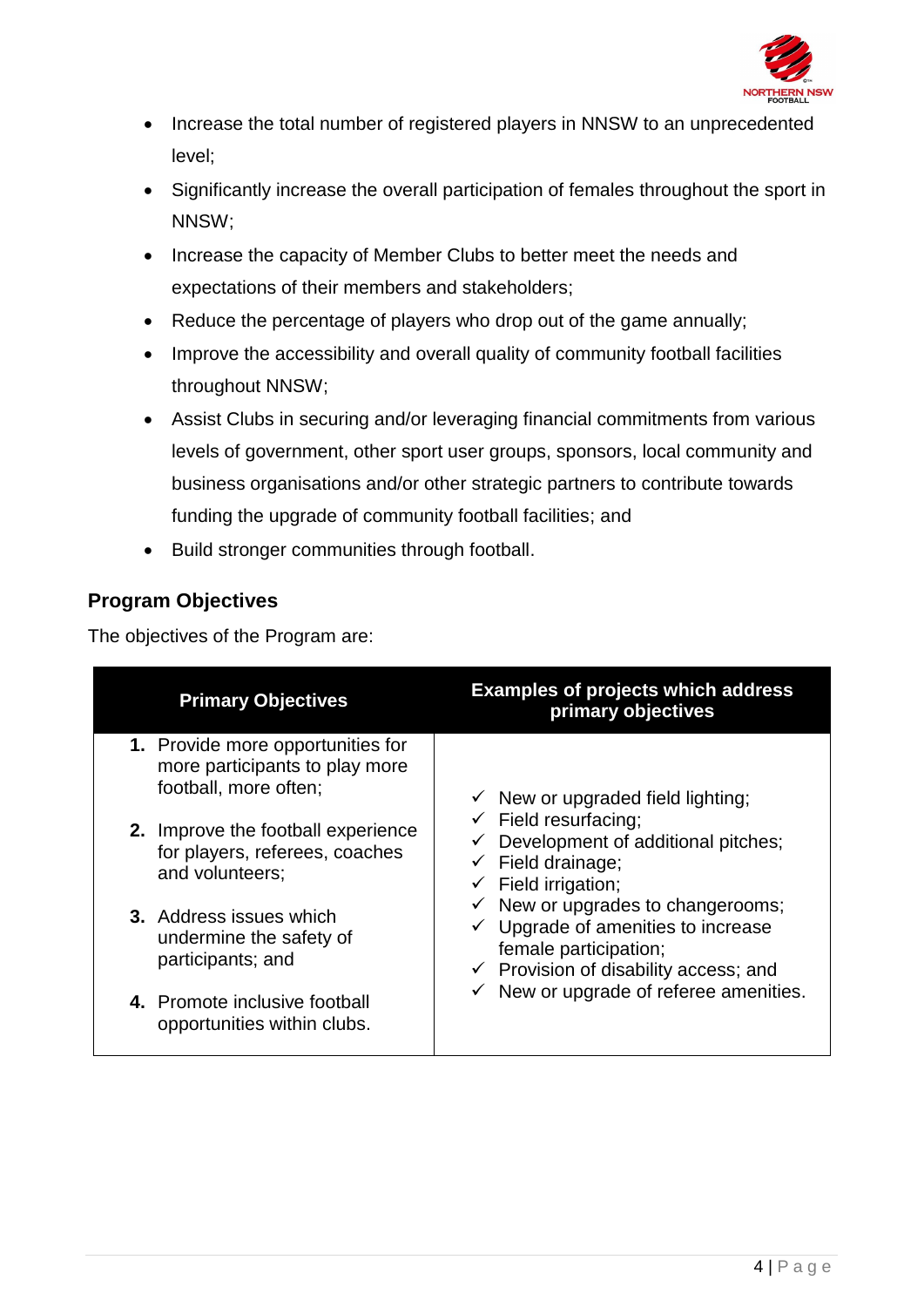- Increase the total number of registered players in NNSW to an unprecedented level;
- Significantly increase the overall participation of females throughout the sport in NNSW;
- Increase the capacity of Member Clubs to better meet the needs and expectations of their members and stakeholders;
- Reduce the percentage of players who drop out of the game annually;
- Improve the accessibility and overall quality of community football facilities throughout NNSW;
- Assist Clubs in securing and/or leveraging financial commitments from various levels of government, other sport user groups, sponsors, local community and business organisations and/or other strategic partners to contribute towards funding the upgrade of community football facilities; and
- Build stronger communities through football.

## Program Objectives

The objectives of the Program are:

| Primary Objectives | Examples of projects which address primary objectives |
|---|---|
| **1.** Provide more opportunities for more participants to play more football, more often;<br><br>**2.** Improve the football experience for players, referees, coaches and volunteers;<br><br>**3.** Address issues which undermine the safety of participants; and<br><br>**4.** Promote inclusive football opportunities within clubs. | ✓ New or upgraded field lighting;<br>✓ Field resurfacing;<br>✓ Development of additional pitches;<br>✓ Field drainage;<br>✓ Field irrigation;<br>✓ New or upgrades to changerooms;<br>✓ Upgrade of amenities to increase female participation;<br>✓ Provision of disability access; and<br>✓ New or upgrade of referee amenities. |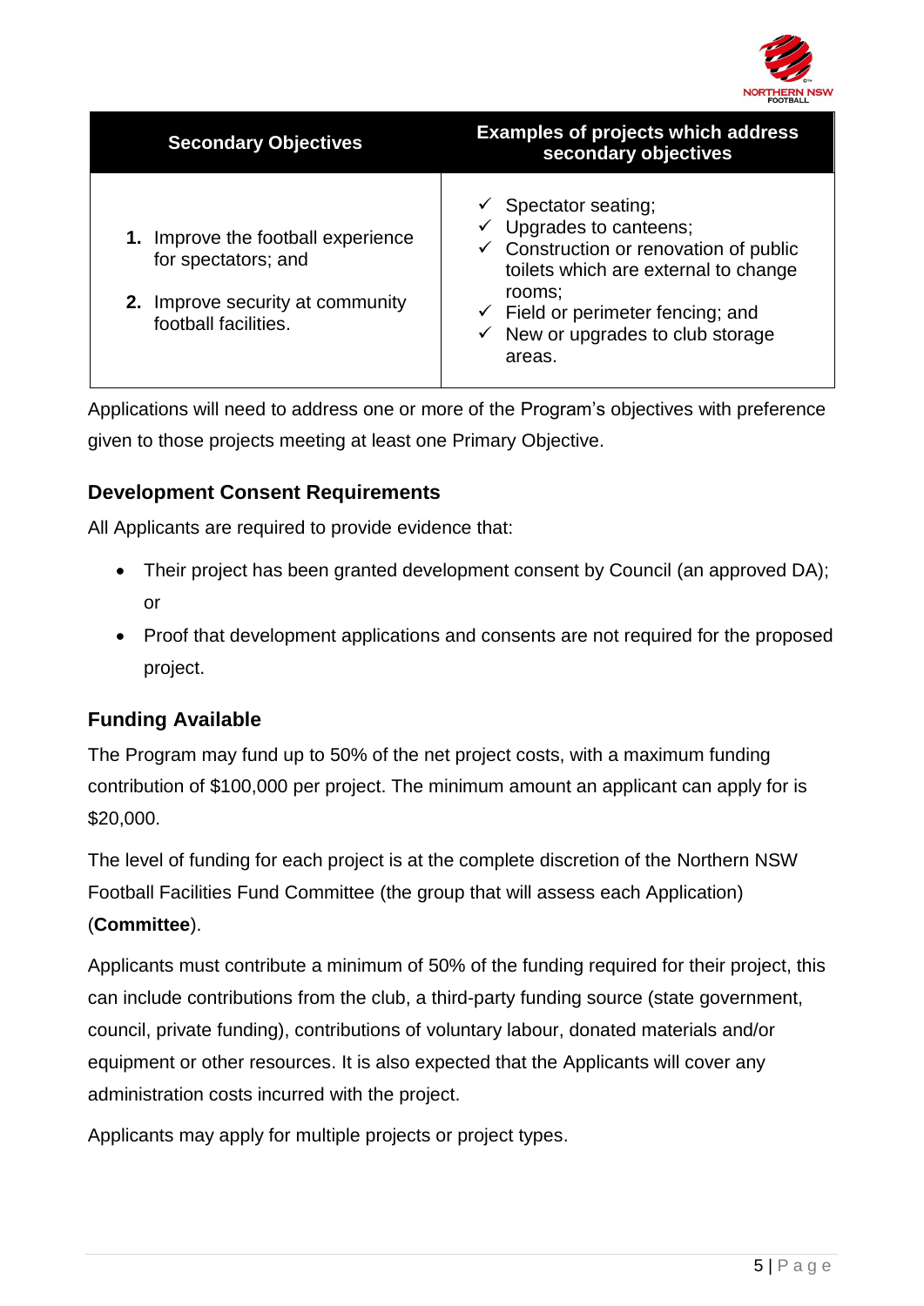| Secondary Objectives | Examples of projects which address secondary objectives |
|---|---|
| 1. Improve the football experience for spectators; and<br>2. Improve security at community football facilities. | ✓ Spectator seating;<br>✓ Upgrades to canteens;<br>✓ Construction or renovation of public toilets which are external to change rooms;<br>✓ Field or perimeter fencing; and<br>✓ New or upgrades to club storage areas. |

Applications will need to address one or more of the Program's objectives with preference given to those projects meeting at least one Primary Objective.

### Development Consent Requirements

All Applicants are required to provide evidence that:

- Their project has been granted development consent by Council (an approved DA); or
- Proof that development applications and consents are not required for the proposed project.

### Funding Available

The Program may fund up to 50% of the net project costs, with a maximum funding contribution of $100,000 per project. The minimum amount an applicant can apply for is $20,000.

The level of funding for each project is at the complete discretion of the Northern NSW Football Facilities Fund Committee (the group that will assess each Application) (**Committee**).

Applicants must contribute a minimum of 50% of the funding required for their project, this can include contributions from the club, a third-party funding source (state government, council, private funding), contributions of voluntary labour, donated materials and/or equipment or other resources. It is also expected that the Applicants will cover any administration costs incurred with the project.

Applicants may apply for multiple projects or project types.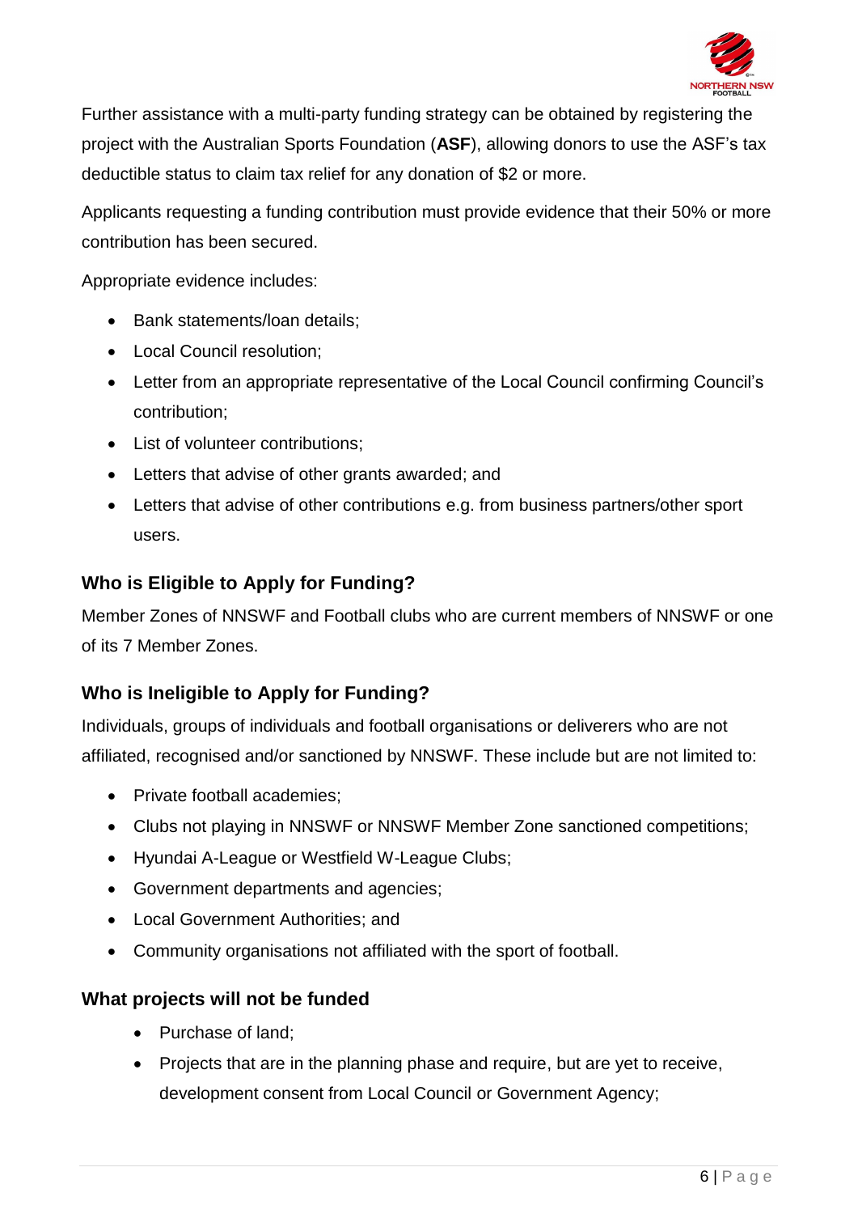Further assistance with a multi-party funding strategy can be obtained by registering the project with the Australian Sports Foundation (**ASF**), allowing donors to use the ASF's tax deductible status to claim tax relief for any donation of $2 or more.

Applicants requesting a funding contribution must provide evidence that their 50% or more contribution has been secured.

Appropriate evidence includes:

- Bank statements/loan details;
- Local Council resolution;
- Letter from an appropriate representative of the Local Council confirming Council's contribution;
- List of volunteer contributions;
- Letters that advise of other grants awarded; and
- Letters that advise of other contributions e.g. from business partners/other sport users.

### Who is Eligible to Apply for Funding?

Member Zones of NNSWF and Football clubs who are current members of NNSWF or one of its 7 Member Zones.

### Who is Ineligible to Apply for Funding?

Individuals, groups of individuals and football organisations or deliverers who are not affiliated, recognised and/or sanctioned by NNSWF. These include but are not limited to:

- Private football academies;
- Clubs not playing in NNSWF or NNSWF Member Zone sanctioned competitions;
- Hyundai A-League or Westfield W-League Clubs;
- Government departments and agencies;
- Local Government Authorities; and
- Community organisations not affiliated with the sport of football.

### What projects will not be funded

- Purchase of land;
- Projects that are in the planning phase and require, but are yet to receive, development consent from Local Council or Government Agency;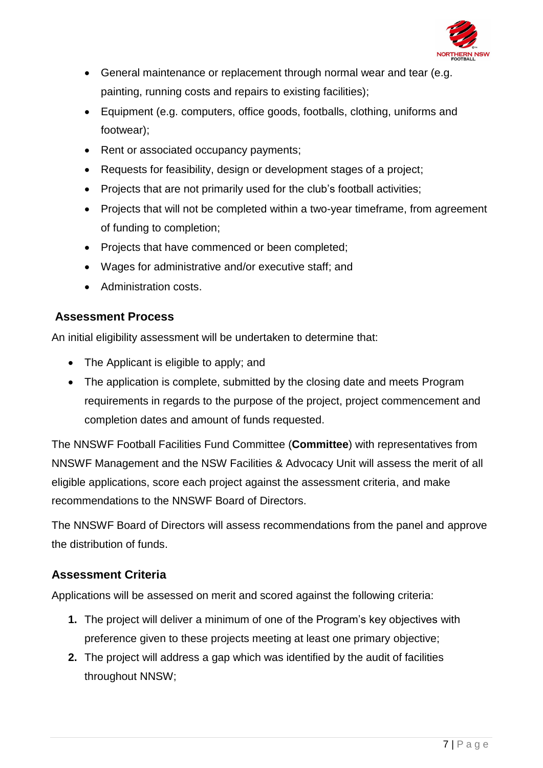- General maintenance or replacement through normal wear and tear (e.g. painting, running costs and repairs to existing facilities);
- Equipment (e.g. computers, office goods, footballs, clothing, uniforms and footwear);
- Rent or associated occupancy payments;
- Requests for feasibility, design or development stages of a project;
- Projects that are not primarily used for the club's football activities;
- Projects that will not be completed within a two-year timeframe, from agreement of funding to completion;
- Projects that have commenced or been completed;
- Wages for administrative and/or executive staff; and
- Administration costs.

## Assessment Process

An initial eligibility assessment will be undertaken to determine that:

- The Applicant is eligible to apply; and
- The application is complete, submitted by the closing date and meets Program requirements in regards to the purpose of the project, project commencement and completion dates and amount of funds requested.

The NNSWF Football Facilities Fund Committee (**Committee**) with representatives from NNSWF Management and the NSW Facilities & Advocacy Unit will assess the merit of all eligible applications, score each project against the assessment criteria, and make recommendations to the NNSWF Board of Directors.

The NNSWF Board of Directors will assess recommendations from the panel and approve the distribution of funds.

## Assessment Criteria

Applications will be assessed on merit and scored against the following criteria:

1. The project will deliver a minimum of one of the Program's key objectives with preference given to these projects meeting at least one primary objective;
2. The project will address a gap which was identified by the audit of facilities throughout NNSW;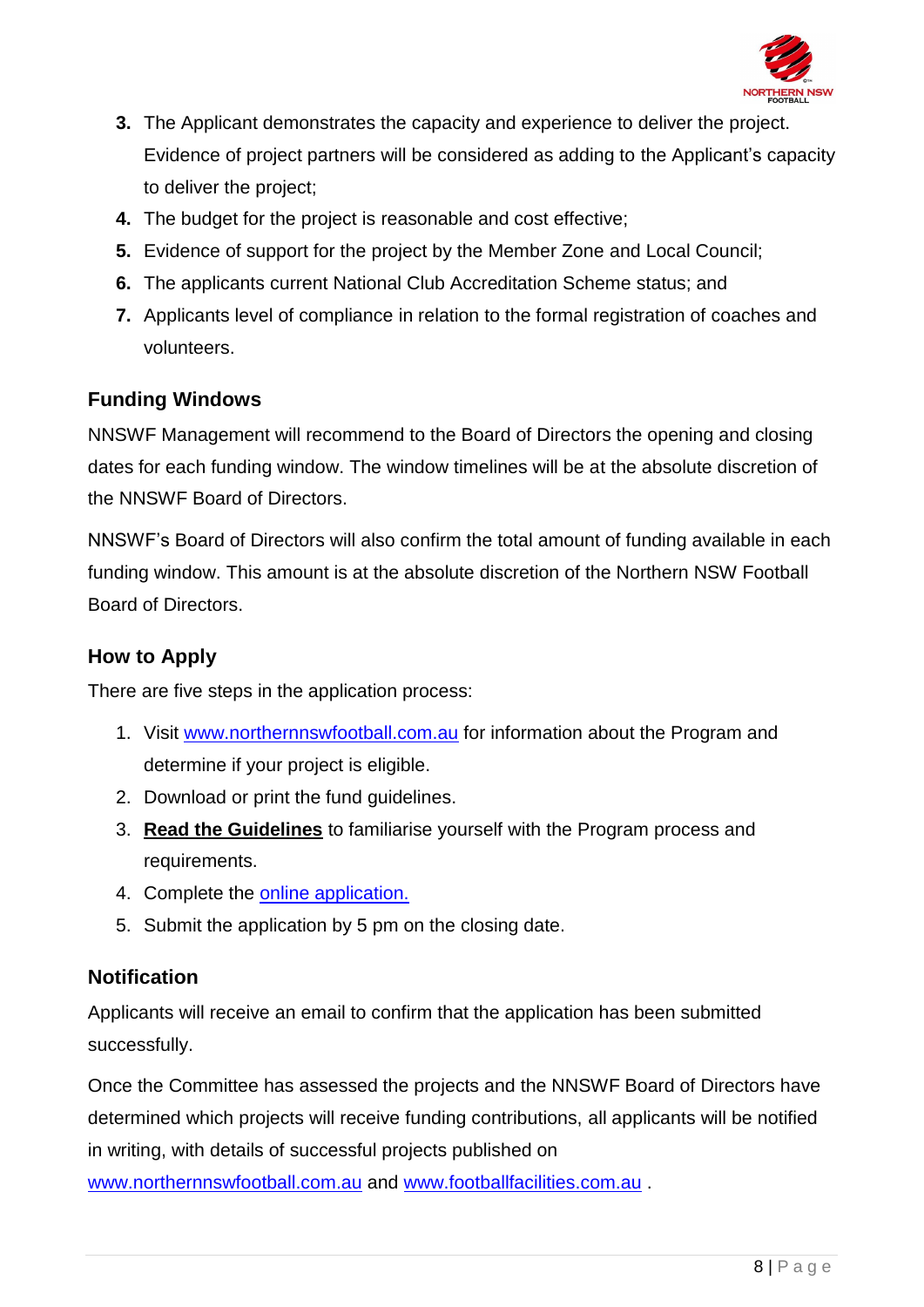3. The Applicant demonstrates the capacity and experience to deliver the project. Evidence of project partners will be considered as adding to the Applicant's capacity to deliver the project;
4. The budget for the project is reasonable and cost effective;
5. Evidence of support for the project by the Member Zone and Local Council;
6. The applicants current National Club Accreditation Scheme status; and
7. Applicants level of compliance in relation to the formal registration of coaches and volunteers.

## Funding Windows

NNSWF Management will recommend to the Board of Directors the opening and closing dates for each funding window. The window timelines will be at the absolute discretion of the NNSWF Board of Directors.

NNSWF's Board of Directors will also confirm the total amount of funding available in each funding window. This amount is at the absolute discretion of the Northern NSW Football Board of Directors.

## How to Apply

There are five steps in the application process:

1. Visit [www.northernnswfootball.com.au](www.northernnswfootball.com.au) for information about the Program and determine if your project is eligible.
2. Download or print the fund guidelines.
3. **Read the Guidelines** to familiarise yourself with the Program process and requirements.
4. Complete the online application.
5. Submit the application by 5 pm on the closing date.

## Notification

Applicants will receive an email to confirm that the application has been submitted successfully.

Once the Committee has assessed the projects and the NNSWF Board of Directors have determined which projects will receive funding contributions, all applicants will be notified in writing, with details of successful projects published on [www.northernnswfootball.com.au](www.northernnswfootball.com.au) and [www.footballfacilities.com.au](www.footballfacilities.com.au) .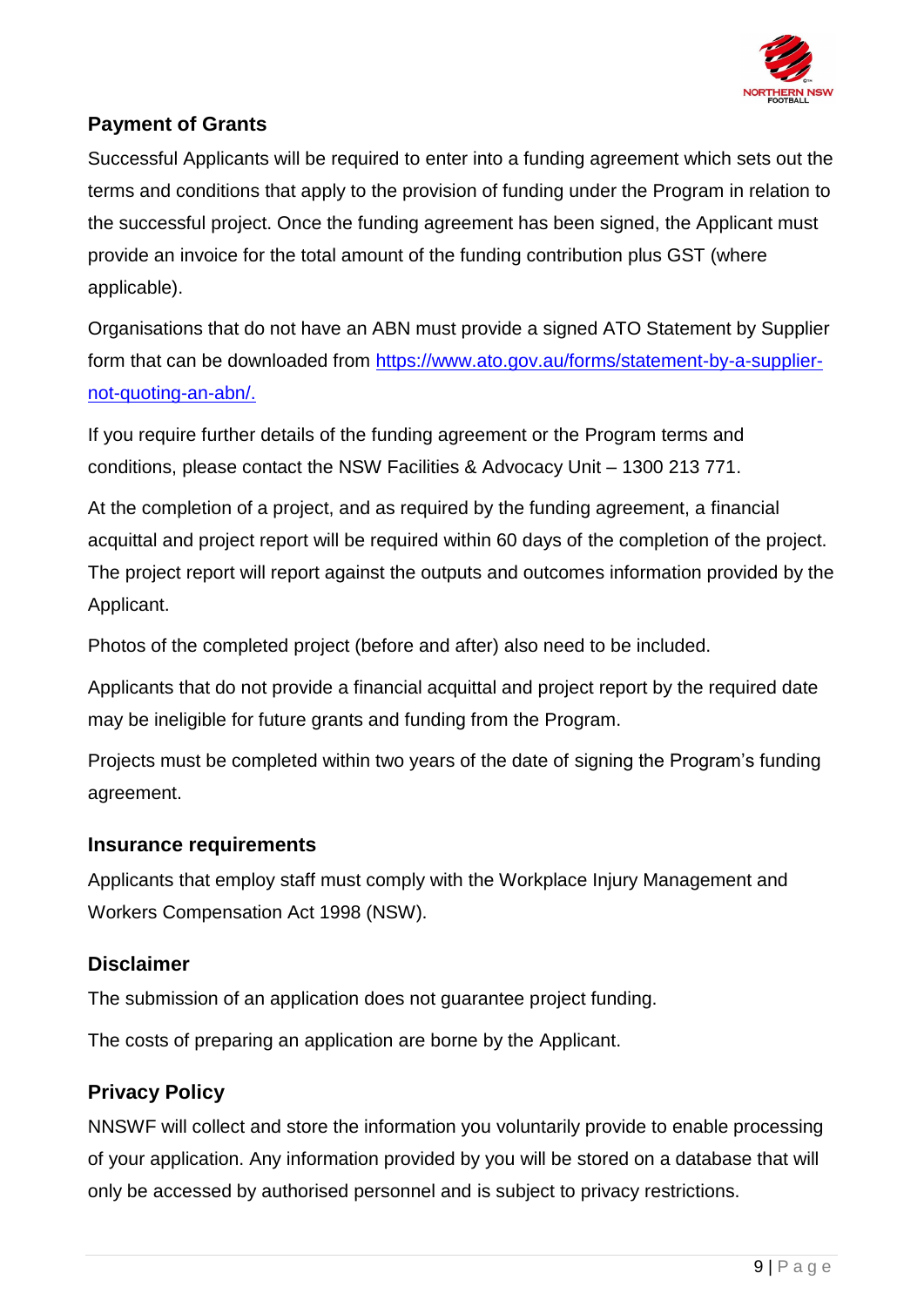## Payment of Grants

Successful Applicants will be required to enter into a funding agreement which sets out the terms and conditions that apply to the provision of funding under the Program in relation to the successful project. Once the funding agreement has been signed, the Applicant must provide an invoice for the total amount of the funding contribution plus GST (where applicable).

Organisations that do not have an ABN must provide a signed ATO Statement by Supplier form that can be downloaded from [https://www.ato.gov.au/forms/statement-by-a-supplier-not-quoting-an-abn/.](https://www.ato.gov.au/forms/statement-by-a-supplier-not-quoting-an-abn/)

If you require further details of the funding agreement or the Program terms and conditions, please contact the NSW Facilities & Advocacy Unit – 1300 213 771.

At the completion of a project, and as required by the funding agreement, a financial acquittal and project report will be required within 60 days of the completion of the project. The project report will report against the outputs and outcomes information provided by the Applicant.

Photos of the completed project (before and after) also need to be included.

Applicants that do not provide a financial acquittal and project report by the required date may be ineligible for future grants and funding from the Program.

Projects must be completed within two years of the date of signing the Program's funding agreement.

## Insurance requirements

Applicants that employ staff must comply with the Workplace Injury Management and Workers Compensation Act 1998 (NSW).

## Disclaimer

The submission of an application does not guarantee project funding.

The costs of preparing an application are borne by the Applicant.

## Privacy Policy

NNSWF will collect and store the information you voluntarily provide to enable processing of your application. Any information provided by you will be stored on a database that will only be accessed by authorised personnel and is subject to privacy restrictions.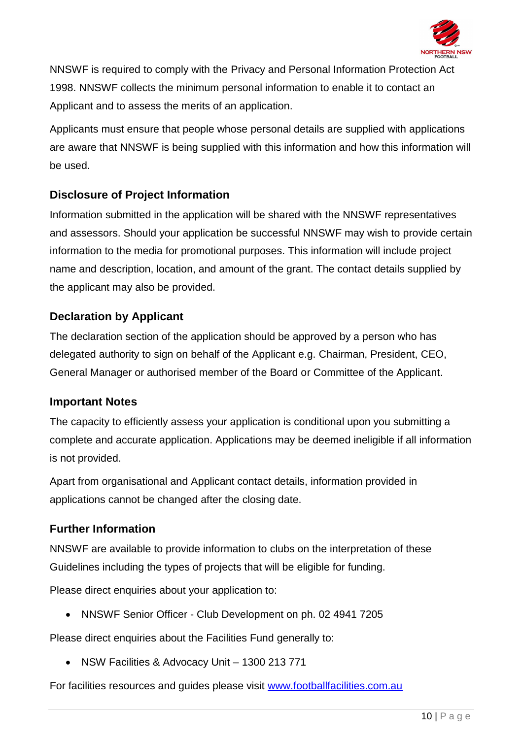NNSWF is required to comply with the Privacy and Personal Information Protection Act 1998. NNSWF collects the minimum personal information to enable it to contact an Applicant and to assess the merits of an application.

Applicants must ensure that people whose personal details are supplied with applications are aware that NNSWF is being supplied with this information and how this information will be used.

### Disclosure of Project Information

Information submitted in the application will be shared with the NNSWF representatives and assessors. Should your application be successful NNSWF may wish to provide certain information to the media for promotional purposes. This information will include project name and description, location, and amount of the grant. The contact details supplied by the applicant may also be provided.

### Declaration by Applicant

The declaration section of the application should be approved by a person who has delegated authority to sign on behalf of the Applicant e.g. Chairman, President, CEO, General Manager or authorised member of the Board or Committee of the Applicant.

### Important Notes

The capacity to efficiently assess your application is conditional upon you submitting a complete and accurate application. Applications may be deemed ineligible if all information is not provided.

Apart from organisational and Applicant contact details, information provided in applications cannot be changed after the closing date.

### Further Information

NNSWF are available to provide information to clubs on the interpretation of these Guidelines including the types of projects that will be eligible for funding.

Please direct enquiries about your application to:

- NNSWF Senior Officer - Club Development on ph. 02 4941 7205

Please direct enquiries about the Facilities Fund generally to:

- NSW Facilities & Advocacy Unit – 1300 213 771

For facilities resources and guides please visit [www.footballfacilities.com.au](http://www.footballfacilities.com.au)